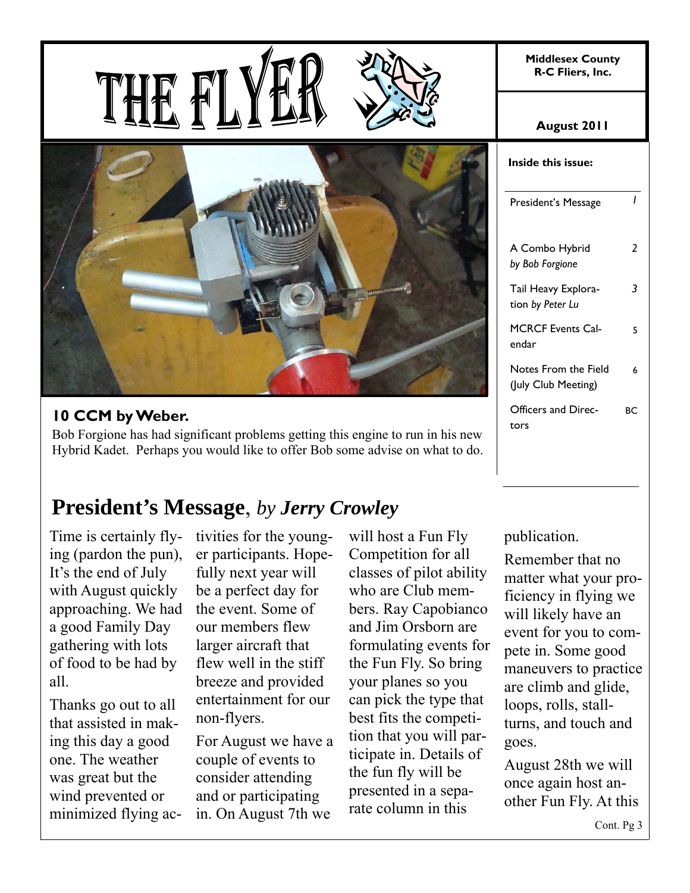# THE FLYER

**Middlesex County R-C Fliers, Inc.**

**August 2011**

**Inside this issue:**

| | |
|---|---|
| President's Message | 1 |
| A Combo Hybrid *by Bob Forgione* | 2 |
| Tail Heavy Exploration *by Peter Lu* | 3 |
| MCRCF Events Calendar | 5 |
| Notes From the Field (July Club Meeting) | 6 |
| Officers and Directors | BC |

**10 CCM by Weber.**

Bob Forgione has had significant problems getting this engine to run in his new Hybrid Kadet. Perhaps you would like to offer Bob some advise on what to do.

## President's Message, *by Jerry Crowley*

Time is certainly flying (pardon the pun), It's the end of July with August quickly approaching. We had a good Family Day gathering with lots of food to be had by all.

Thanks go out to all that assisted in making this day a good one. The weather was great but the wind prevented or minimized flying activities for the younger participants. Hopefully next year will be a perfect day for the event. Some of our members flew larger aircraft that flew well in the stiff breeze and provided entertainment for our non-flyers.

For August we have a couple of events to consider attending and or participating in. On August 7th we will host a Fun Fly Competition for all classes of pilot ability who are Club members. Ray Capobianco and Jim Orsborn are formulating events for the Fun Fly. So bring your planes so you can pick the type that best fits the competition that you will participate in. Details of the fun fly will be presented in a separate column in this publication.

Remember that no matter what your proficiency in flying we will likely have an event for you to compete in. Some good maneuvers to practice are climb and glide, loops, rolls, stall-turns, and touch and goes.

August 28th we will once again host another Fun Fly. At this

Cont. Pg 3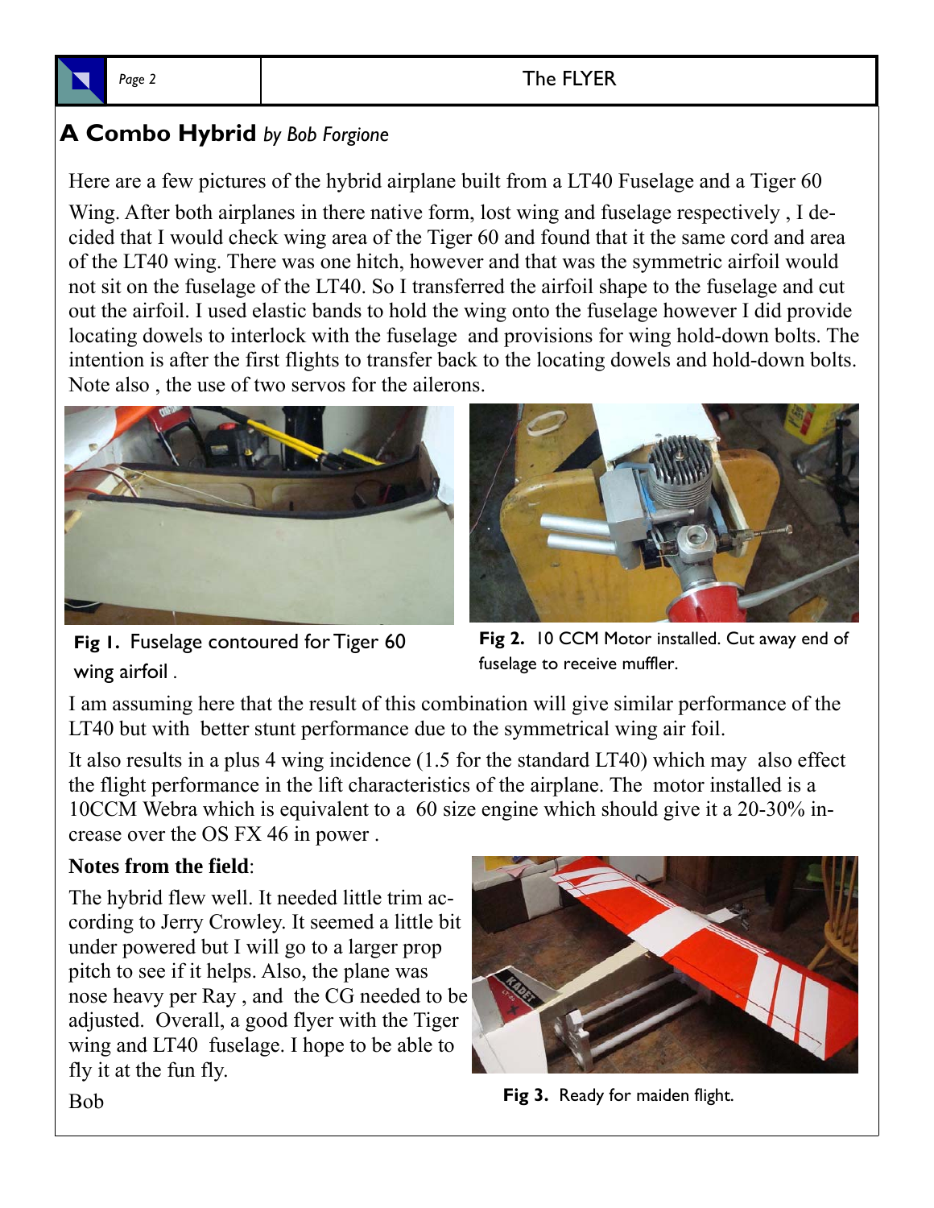## A Combo Hybrid *by Bob Forgione*

Here are a few pictures of the hybrid airplane built from a LT40 Fuselage and a Tiger 60 Wing. After both airplanes in there native form, lost wing and fuselage respectively , I decided that I would check wing area of the Tiger 60 and found that it the same cord and area of the LT40 wing. There was one hitch, however and that was the symmetric airfoil would not sit on the fuselage of the LT40. So I transferred the airfoil shape to the fuselage and cut out the airfoil. I used elastic bands to hold the wing onto the fuselage however I did provide locating dowels to interlock with the fuselage and provisions for wing hold-down bolts. The intention is after the first flights to transfer back to the locating dowels and hold-down bolts. Note also , the use of two servos for the ailerons.

**Fig 1.** Fuselage contoured for Tiger 60 wing airfoil .

**Fig 2.** 10 CCM Motor installed. Cut away end of fuselage to receive muffler.

I am assuming here that the result of this combination will give similar performance of the LT40 but with better stunt performance due to the symmetrical wing air foil.

It also results in a plus 4 wing incidence (1.5 for the standard LT40) which may also effect the flight performance in the lift characteristics of the airplane. The motor installed is a 10CCM Webra which is equivalent to a 60 size engine which should give it a 20-30% increase over the OS FX 46 in power .

**Notes from the field**:

The hybrid flew well. It needed little trim according to Jerry Crowley. It seemed a little bit under powered but I will go to a larger prop pitch to see if it helps. Also, the plane was nose heavy per Ray , and the CG needed to be adjusted. Overall, a good flyer with the Tiger wing and LT40 fuselage. I hope to be able to fly it at the fun fly.

Bob

**Fig 3.** Ready for maiden flight.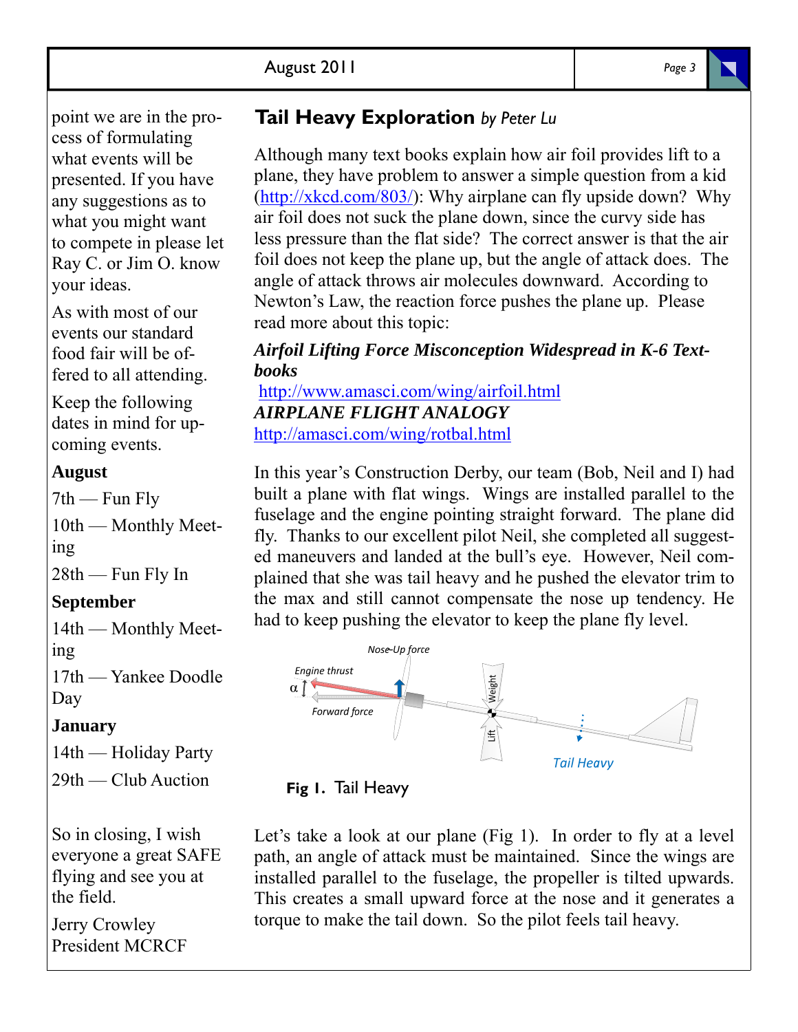point we are in the process of formulating what events will be presented. If you have any suggestions as to what you might want to compete in please let Ray C. or Jim O. know your ideas.

As with most of our events our standard food fair will be offered to all attending.

Keep the following dates in mind for upcoming events.

**August**

7th — Fun Fly

10th — Monthly Meeting

28th — Fun Fly In

**September**

14th — Monthly Meeting

17th — Yankee Doodle Day

**January**

14th — Holiday Party

29th — Club Auction

So in closing, I wish everyone a great SAFE flying and see you at the field.

Jerry Crowley
President MCRCF

## Tail Heavy Exploration *by Peter Lu*

Although many text books explain how air foil provides lift to a plane, they have problem to answer a simple question from a kid (http://xkcd.com/803/): Why airplane can fly upside down? Why air foil does not suck the plane down, since the curvy side has less pressure than the flat side? The correct answer is that the air foil does not keep the plane up, but the angle of attack does. The angle of attack throws air molecules downward. According to Newton's Law, the reaction force pushes the plane up. Please read more about this topic:

***Airfoil Lifting Force Misconception Widespread in K-6 Textbooks***
http://www.amasci.com/wing/airfoil.html
***AIRPLANE FLIGHT ANALOGY***
http://amasci.com/wing/rotbal.html

In this year's Construction Derby, our team (Bob, Neil and I) had built a plane with flat wings. Wings are installed parallel to the fuselage and the engine pointing straight forward. The plane did fly. Thanks to our excellent pilot Neil, she completed all suggested maneuvers and landed at the bull's eye. However, Neil complained that she was tail heavy and he pushed the elevator trim to the max and still cannot compensate the nose up tendency. He had to keep pushing the elevator to keep the plane fly level.

**Fig 1.** Tail Heavy

Let's take a look at our plane (Fig 1). In order to fly at a level path, an angle of attack must be maintained. Since the wings are installed parallel to the fuselage, the propeller is tilted upwards. This creates a small upward force at the nose and it generates a torque to make the tail down. So the pilot feels tail heavy.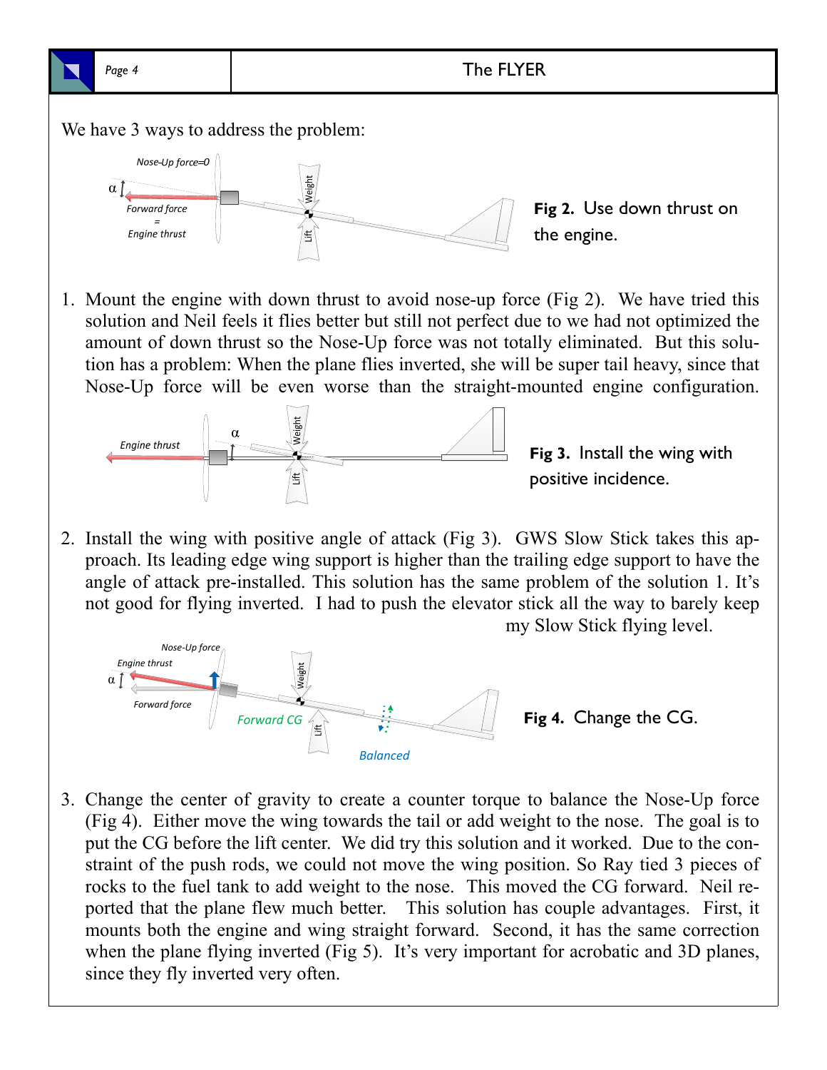We have 3 ways to address the problem:

**Fig 2.** Use down thrust on the engine.

1. Mount the engine with down thrust to avoid nose-up force (Fig 2). We have tried this solution and Neil feels it flies better but still not perfect due to we had not optimized the amount of down thrust so the Nose-Up force was not totally eliminated. But this solution has a problem: When the plane flies inverted, she will be super tail heavy, since that Nose-Up force will be even worse than the straight-mounted engine configuration.

**Fig 3.** Install the wing with positive incidence.

2. Install the wing with positive angle of attack (Fig 3). GWS Slow Stick takes this approach. Its leading edge wing support is higher than the trailing edge support to have the angle of attack pre-installed. This solution has the same problem of the solution 1. It's not good for flying inverted. I had to push the elevator stick all the way to barely keep my Slow Stick flying level.

**Fig 4.** Change the CG.

3. Change the center of gravity to create a counter torque to balance the Nose-Up force (Fig 4). Either move the wing towards the tail or add weight to the nose. The goal is to put the CG before the lift center. We did try this solution and it worked. Due to the constraint of the push rods, we could not move the wing position. So Ray tied 3 pieces of rocks to the fuel tank to add weight to the nose. This moved the CG forward. Neil reported that the plane flew much better. This solution has couple advantages. First, it mounts both the engine and wing straight forward. Second, it has the same correction when the plane flying inverted (Fig 5). It's very important for acrobatic and 3D planes, since they fly inverted very often.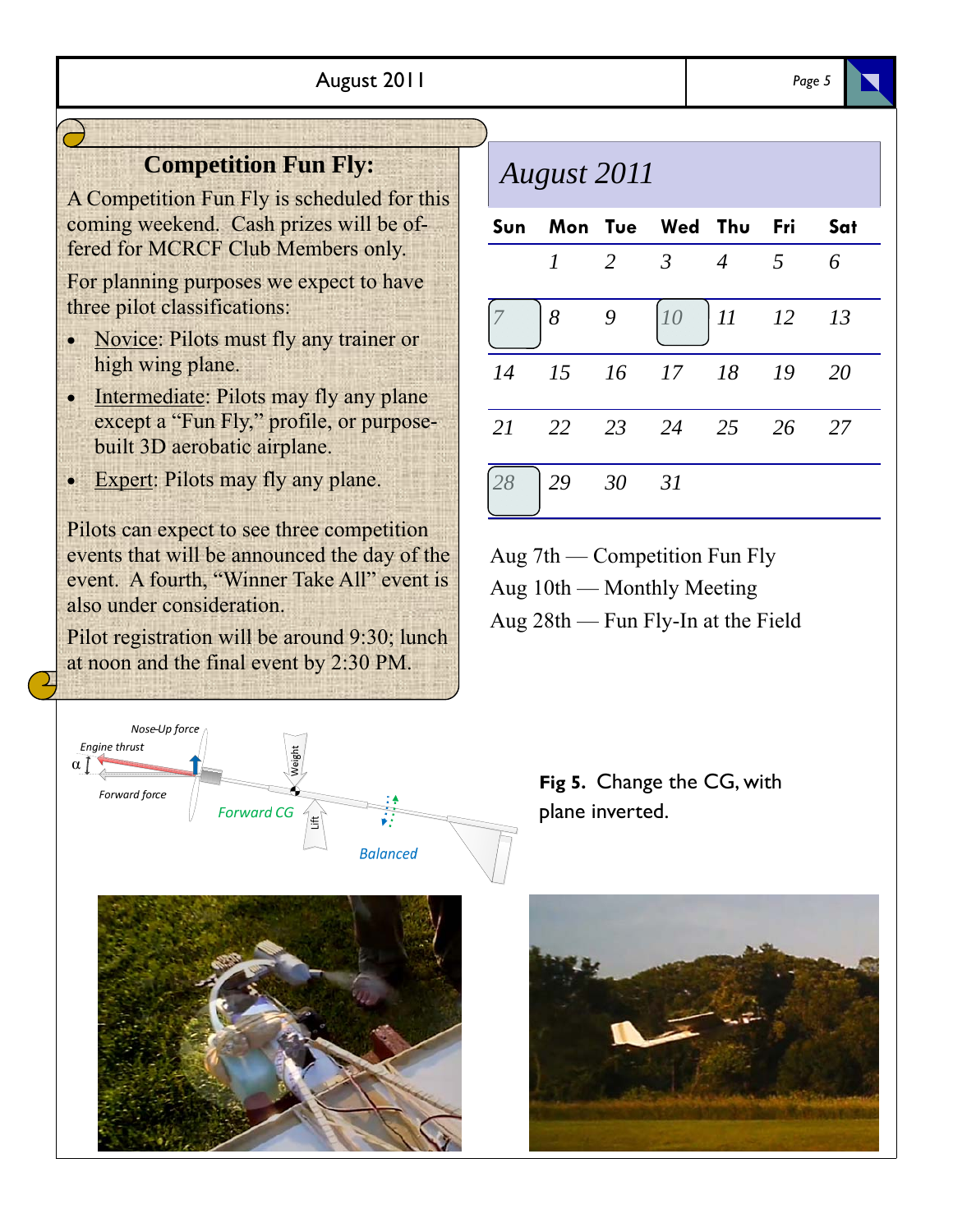## Competition Fun Fly:

A Competition Fun Fly is scheduled for this coming weekend. Cash prizes will be offered for MCRCF Club Members only.

For planning purposes we expect to have three pilot classifications:

- Novice: Pilots must fly any trainer or high wing plane.
- Intermediate: Pilots may fly any plane except a "Fun Fly," profile, or purpose-built 3D aerobatic airplane.
- Expert: Pilots may fly any plane.

Pilots can expect to see three competition events that will be announced the day of the event. A fourth, "Winner Take All" event is also under consideration.

Pilot registration will be around 9:30; lunch at noon and the final event by 2:30 PM.

## August 2011

| Sun | Mon | Tue | Wed | Thu | Fri | Sat |
|---|---|---|---|---|---|---|
| | 1 | 2 | 3 | 4 | 5 | 6 |
| 7 | 8 | 9 | 10 | 11 | 12 | 13 |
| 14 | 15 | 16 | 17 | 18 | 19 | 20 |
| 21 | 22 | 23 | 24 | 25 | 26 | 27 |
| 28 | 29 | 30 | 31 | | | |

Aug 7th — Competition Fun Fly

Aug 10th — Monthly Meeting

Aug 28th — Fun Fly-In at the Field

**Fig 5.** Change the CG, with plane inverted.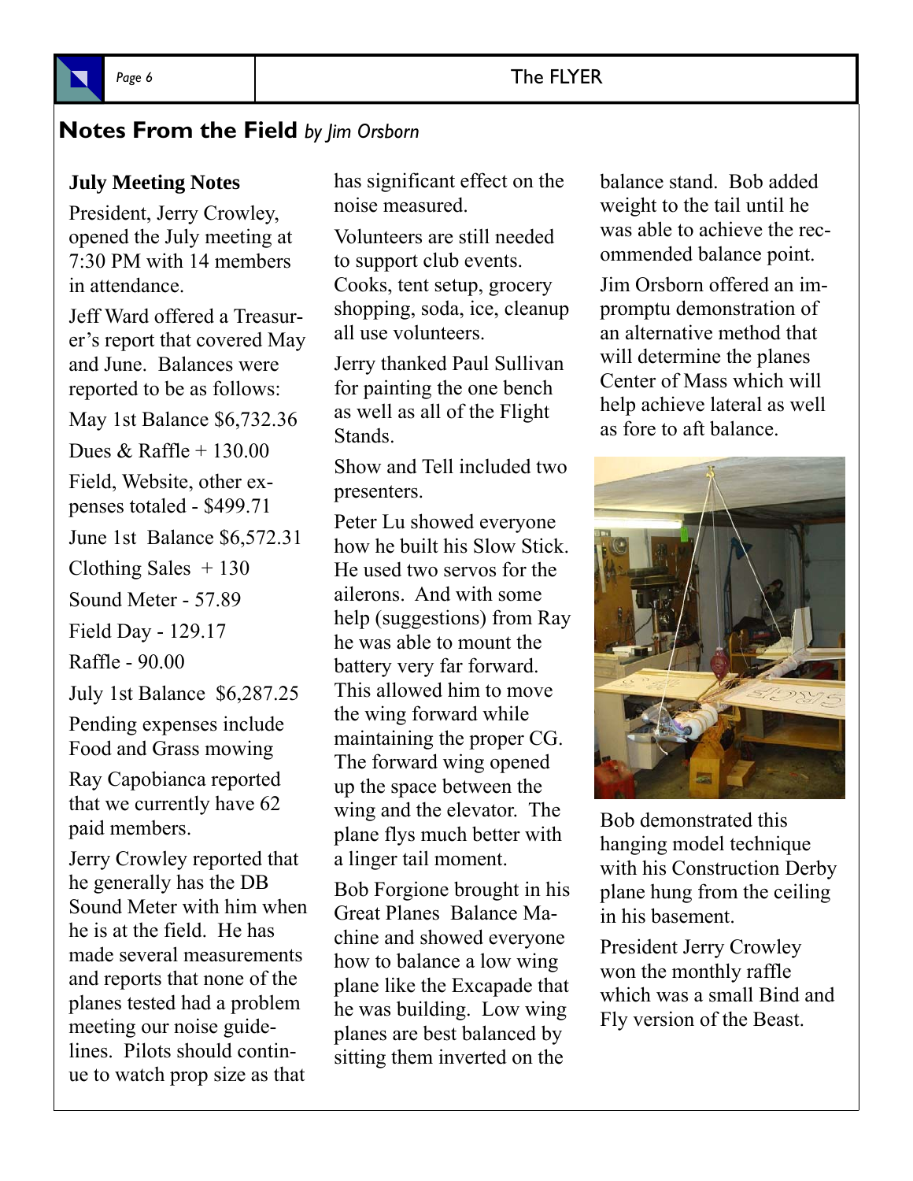## Notes From the Field *by Jim Orsborn*

**July Meeting Notes**

President, Jerry Crowley, opened the July meeting at 7:30 PM with 14 members in attendance.

Jeff Ward offered a Treasurer's report that covered May and June. Balances were reported to be as follows:

May 1st Balance $6,732.36

Dues & Raffle + 130.00

Field, Website, other expenses totaled - $499.71

June 1st Balance $6,572.31

Clothing Sales + 130

Sound Meter - 57.89

Field Day - 129.17

Raffle - 90.00

July 1st Balance $6,287.25

Pending expenses include Food and Grass mowing

Ray Capobianca reported that we currently have 62 paid members.

Jerry Crowley reported that he generally has the DB Sound Meter with him when he is at the field. He has made several measurements and reports that none of the planes tested had a problem meeting our noise guidelines. Pilots should continue to watch prop size as that has significant effect on the noise measured.

Volunteers are still needed to support club events. Cooks, tent setup, grocery shopping, soda, ice, cleanup all use volunteers.

Jerry thanked Paul Sullivan for painting the one bench as well as all of the Flight Stands.

Show and Tell included two presenters.

Peter Lu showed everyone how he built his Slow Stick. He used two servos for the ailerons. And with some help (suggestions) from Ray he was able to mount the battery very far forward. This allowed him to move the wing forward while maintaining the proper CG. The forward wing opened up the space between the wing and the elevator. The plane flys much better with a linger tail moment.

Bob Forgione brought in his Great Planes Balance Machine and showed everyone how to balance a low wing plane like the Excapade that he was building. Low wing planes are best balanced by sitting them inverted on the balance stand. Bob added weight to the tail until he was able to achieve the recommended balance point.

Jim Orsborn offered an impromptu demonstration of an alternative method that will determine the planes Center of Mass which will help achieve lateral as well as fore to aft balance.

Bob demonstrated this hanging model technique with his Construction Derby plane hung from the ceiling in his basement.

President Jerry Crowley won the monthly raffle which was a small Bind and Fly version of the Beast.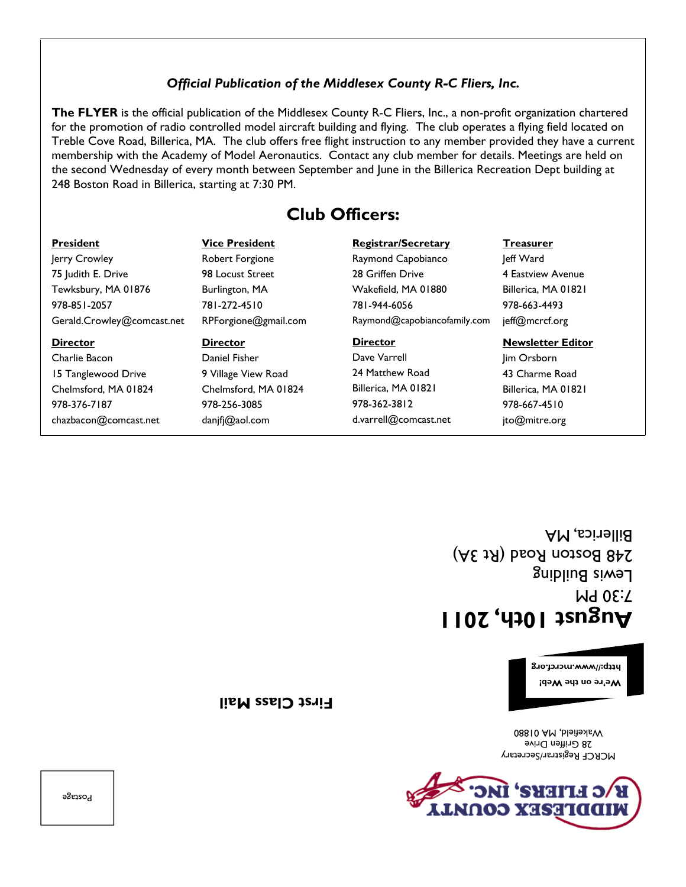*Official Publication of the Middlesex County R-C Fliers, Inc.*

**The FLYER** is the official publication of the Middlesex County R-C Fliers, Inc., a non-profit organization chartered for the promotion of radio controlled model aircraft building and flying. The club operates a flying field located on Treble Cove Road, Billerica, MA. The club offers free flight instruction to any member provided they have a current membership with the Academy of Model Aeronautics. Contact any club member for details. Meetings are held on the second Wednesday of every month between September and June in the Billerica Recreation Dept building at 248 Boston Road in Billerica, starting at 7:30 PM.

## Club Officers:

**President**
Jerry Crowley
75 Judith E. Drive
Tewksbury, MA 01876
978-851-2057
Gerald.Crowley@comcast.net

**Vice President**
Robert Forgione
98 Locust Street
Burlington, MA
781-272-4510
RPForgione@gmail.com

**Registrar/Secretary**
Raymond Capobianco
28 Griffen Drive
Wakefield, MA 01880
781-944-6056
Raymond@capobiancofamily.com

**Treasurer**
Jeff Ward
4 Eastview Avenue
Billerica, MA 01821
978-663-4493
jeff@mcrcf.org

**Director**
Charlie Bacon
15 Tanglewood Drive
Chelmsford, MA 01824
978-376-7187
chazbacon@comcast.net

**Director**
Daniel Fisher
9 Village View Road
Chelmsford, MA 01824
978-256-3085
danjfj@aol.com

**Director**
Dave Varrell
24 Matthew Road
Billerica, MA 01821
978-362-3812
d.varrell@comcast.net

**Newsletter Editor**
Jim Orsborn
43 Charme Road
Billerica, MA 01821
978-667-4510
jto@mitre.org

**August 10th, 2011**
7:30 PM
Lewis Building
248 Boston Road (Rt 3A)
Billerica, MA

**We're on the Web!**
**http://www.mcrcf.org**

MIDDLESEX COUNTY R/C FLIERS, INC.

MCRCF Registrar/Secretary
28 Griffen Drive
Wakefield, MA 01880

**First Class Mail**

Postage